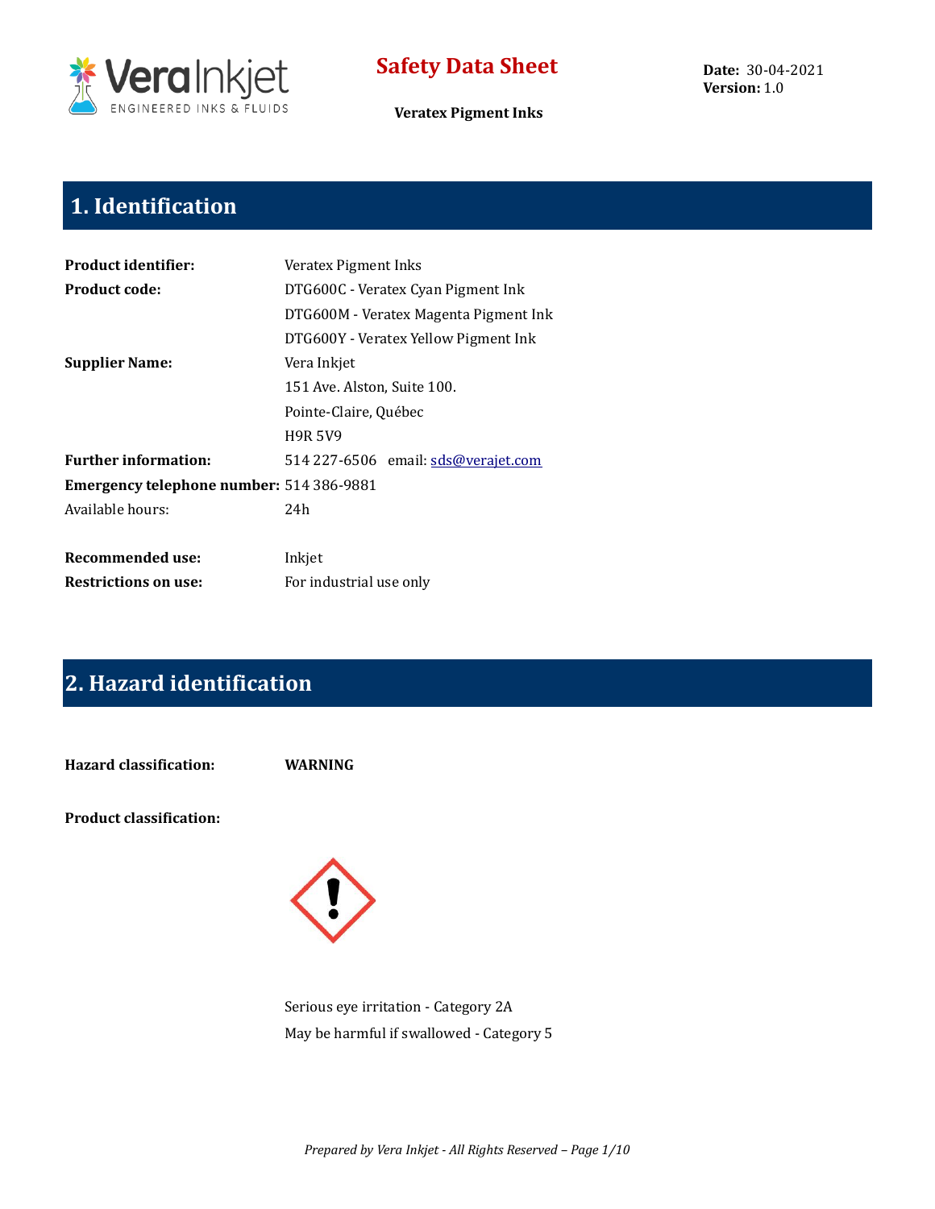# Safety Data Sheet

**Veratex Pigment Inks**

**Date:** 30-04-2021
**Version:** 1.0

## 1. Identification

| | |
|---|---|
| **Product identifier:** | Veratex Pigment Inks |
| **Product code:** | DTG600C - Veratex Cyan Pigment Ink |
| | DTG600M - Veratex Magenta Pigment Ink |
| | DTG600Y - Veratex Yellow Pigment Ink |
| **Supplier Name:** | Vera Inkjet |
| | 151 Ave. Alston, Suite 100. |
| | Pointe-Claire, Québec |
| | H9R 5V9 |
| **Further information:** | 514 227-6506 email: sds@verajet.com |
| **Emergency telephone number:** | 514 386-9881 |
| Available hours: | 24h |
| **Recommended use:** | Inkjet |
| **Restrictions on use:** | For industrial use only |

## 2. Hazard identification

**Hazard classification:** **WARNING**

**Product classification:**

Serious eye irritation - Category 2A

May be harmful if swallowed - Category 5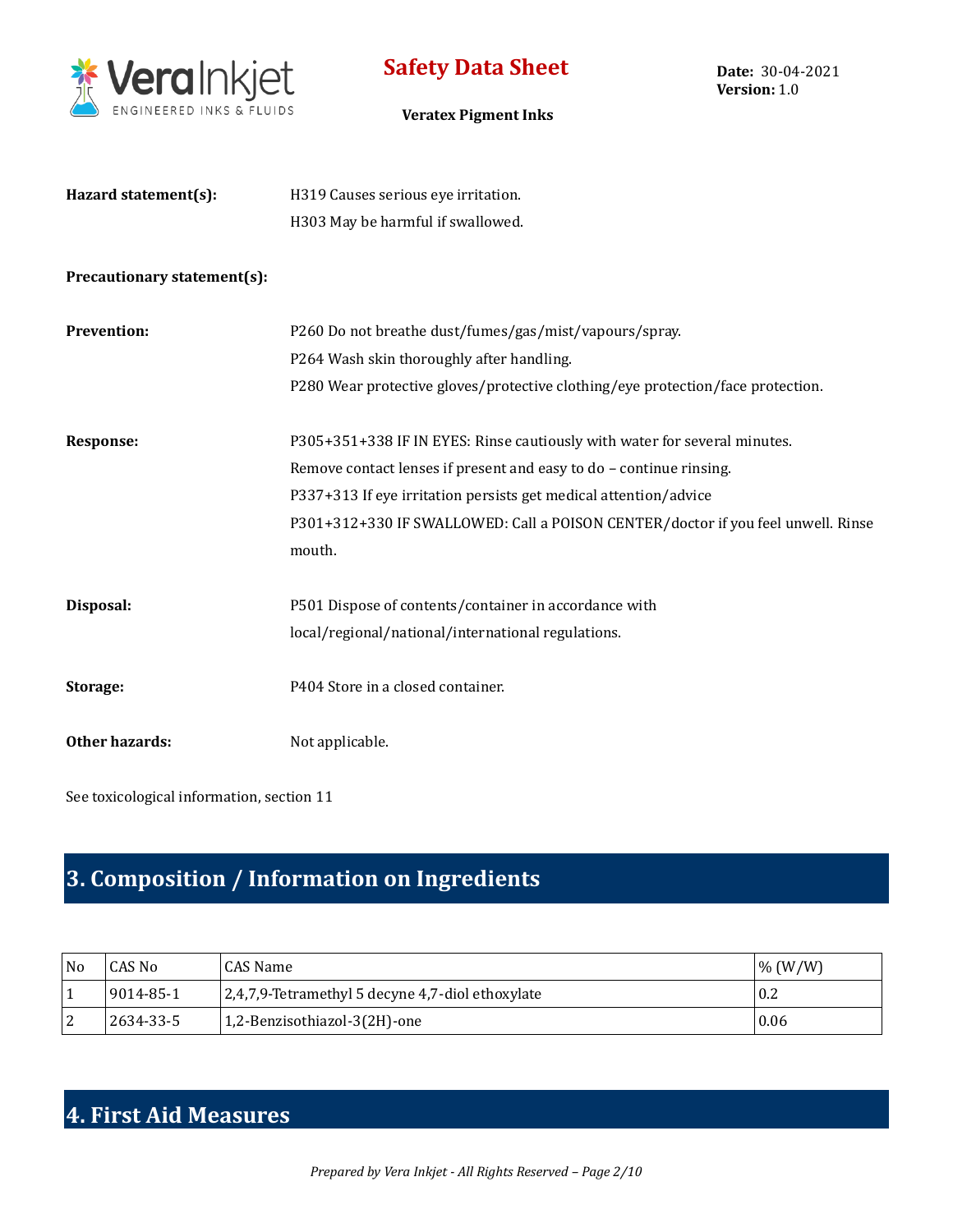**Hazard statement(s):** H319 Causes serious eye irritation.
H303 May be harmful if swallowed.

**Precautionary statement(s):**

**Prevention:** P260 Do not breathe dust/fumes/gas/mist/vapours/spray.
P264 Wash skin thoroughly after handling.
P280 Wear protective gloves/protective clothing/eye protection/face protection.

**Response:** P305+351+338 IF IN EYES: Rinse cautiously with water for several minutes.
Remove contact lenses if present and easy to do – continue rinsing.
P337+313 If eye irritation persists get medical attention/advice
P301+312+330 IF SWALLOWED: Call a POISON CENTER/doctor if you feel unwell. Rinse mouth.

**Disposal:** P501 Dispose of contents/container in accordance with local/regional/national/international regulations.

**Storage:** P404 Store in a closed container.

**Other hazards:** Not applicable.

See toxicological information, section 11

## 3. Composition / Information on Ingredients

| No | CAS No | CAS Name | % (W/W) |
|---|---|---|---|
| 1 | 9014-85-1 | 2,4,7,9-Tetramethyl 5 decyne 4,7-diol ethoxylate | 0.2 |
| 2 | 2634-33-5 | 1,2-Benzisothiazol-3(2H)-one | 0.06 |

## 4. First Aid Measures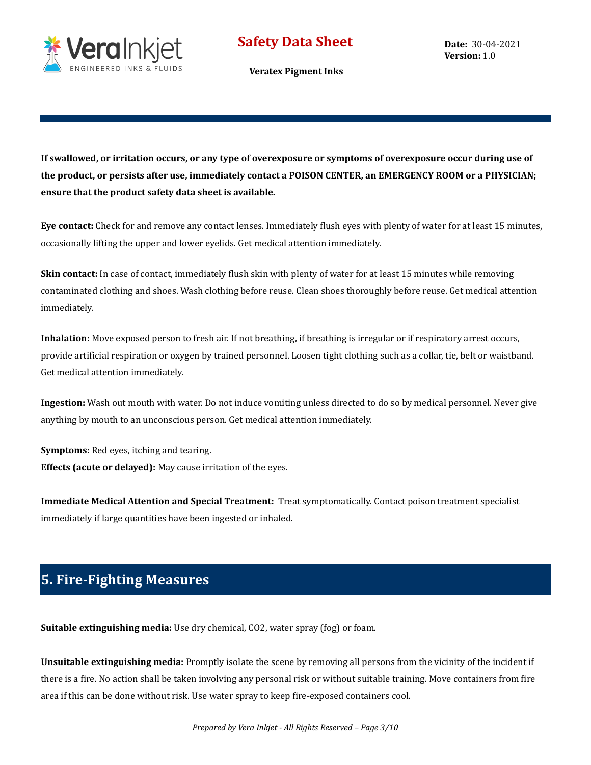**If swallowed, or irritation occurs, or any type of overexposure or symptoms of overexposure occur during use of the product, or persists after use, immediately contact a POISON CENTER, an EMERGENCY ROOM or a PHYSICIAN; ensure that the product safety data sheet is available.**

**Eye contact:** Check for and remove any contact lenses. Immediately flush eyes with plenty of water for at least 15 minutes, occasionally lifting the upper and lower eyelids. Get medical attention immediately.

**Skin contact:** In case of contact, immediately flush skin with plenty of water for at least 15 minutes while removing contaminated clothing and shoes. Wash clothing before reuse. Clean shoes thoroughly before reuse. Get medical attention immediately.

**Inhalation:** Move exposed person to fresh air. If not breathing, if breathing is irregular or if respiratory arrest occurs, provide artificial respiration or oxygen by trained personnel. Loosen tight clothing such as a collar, tie, belt or waistband. Get medical attention immediately.

**Ingestion:** Wash out mouth with water. Do not induce vomiting unless directed to do so by medical personnel. Never give anything by mouth to an unconscious person. Get medical attention immediately.

**Symptoms:** Red eyes, itching and tearing.
**Effects (acute or delayed):** May cause irritation of the eyes.

**Immediate Medical Attention and Special Treatment:** Treat symptomatically. Contact poison treatment specialist immediately if large quantities have been ingested or inhaled.

## 5. Fire-Fighting Measures

**Suitable extinguishing media:** Use dry chemical, $CO_2$, water spray (fog) or foam.

**Unsuitable extinguishing media:** Promptly isolate the scene by removing all persons from the vicinity of the incident if there is a fire. No action shall be taken involving any personal risk or without suitable training. Move containers from fire area if this can be done without risk. Use water spray to keep fire-exposed containers cool.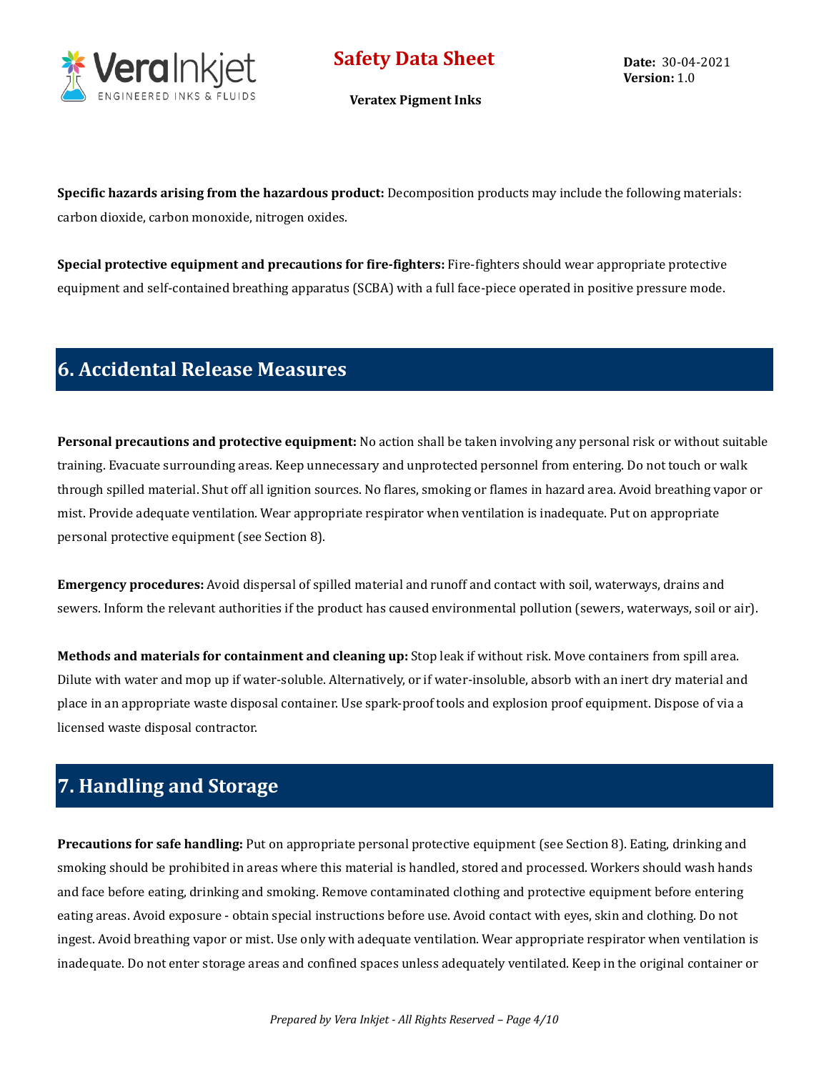**Specific hazards arising from the hazardous product:** Decomposition products may include the following materials: carbon dioxide, carbon monoxide, nitrogen oxides.

**Special protective equipment and precautions for fire-fighters:** Fire-fighters should wear appropriate protective equipment and self-contained breathing apparatus (SCBA) with a full face-piece operated in positive pressure mode.

## 6. Accidental Release Measures

**Personal precautions and protective equipment:** No action shall be taken involving any personal risk or without suitable training. Evacuate surrounding areas. Keep unnecessary and unprotected personnel from entering. Do not touch or walk through spilled material. Shut off all ignition sources. No flares, smoking or flames in hazard area. Avoid breathing vapor or mist. Provide adequate ventilation. Wear appropriate respirator when ventilation is inadequate. Put on appropriate personal protective equipment (see Section 8).

**Emergency procedures:** Avoid dispersal of spilled material and runoff and contact with soil, waterways, drains and sewers. Inform the relevant authorities if the product has caused environmental pollution (sewers, waterways, soil or air).

**Methods and materials for containment and cleaning up:** Stop leak if without risk. Move containers from spill area. Dilute with water and mop up if water-soluble. Alternatively, or if water-insoluble, absorb with an inert dry material and place in an appropriate waste disposal container. Use spark-proof tools and explosion proof equipment. Dispose of via a licensed waste disposal contractor.

## 7. Handling and Storage

**Precautions for safe handling:** Put on appropriate personal protective equipment (see Section 8). Eating, drinking and smoking should be prohibited in areas where this material is handled, stored and processed. Workers should wash hands and face before eating, drinking and smoking. Remove contaminated clothing and protective equipment before entering eating areas. Avoid exposure - obtain special instructions before use. Avoid contact with eyes, skin and clothing. Do not ingest. Avoid breathing vapor or mist. Use only with adequate ventilation. Wear appropriate respirator when ventilation is inadequate. Do not enter storage areas and confined spaces unless adequately ventilated. Keep in the original container or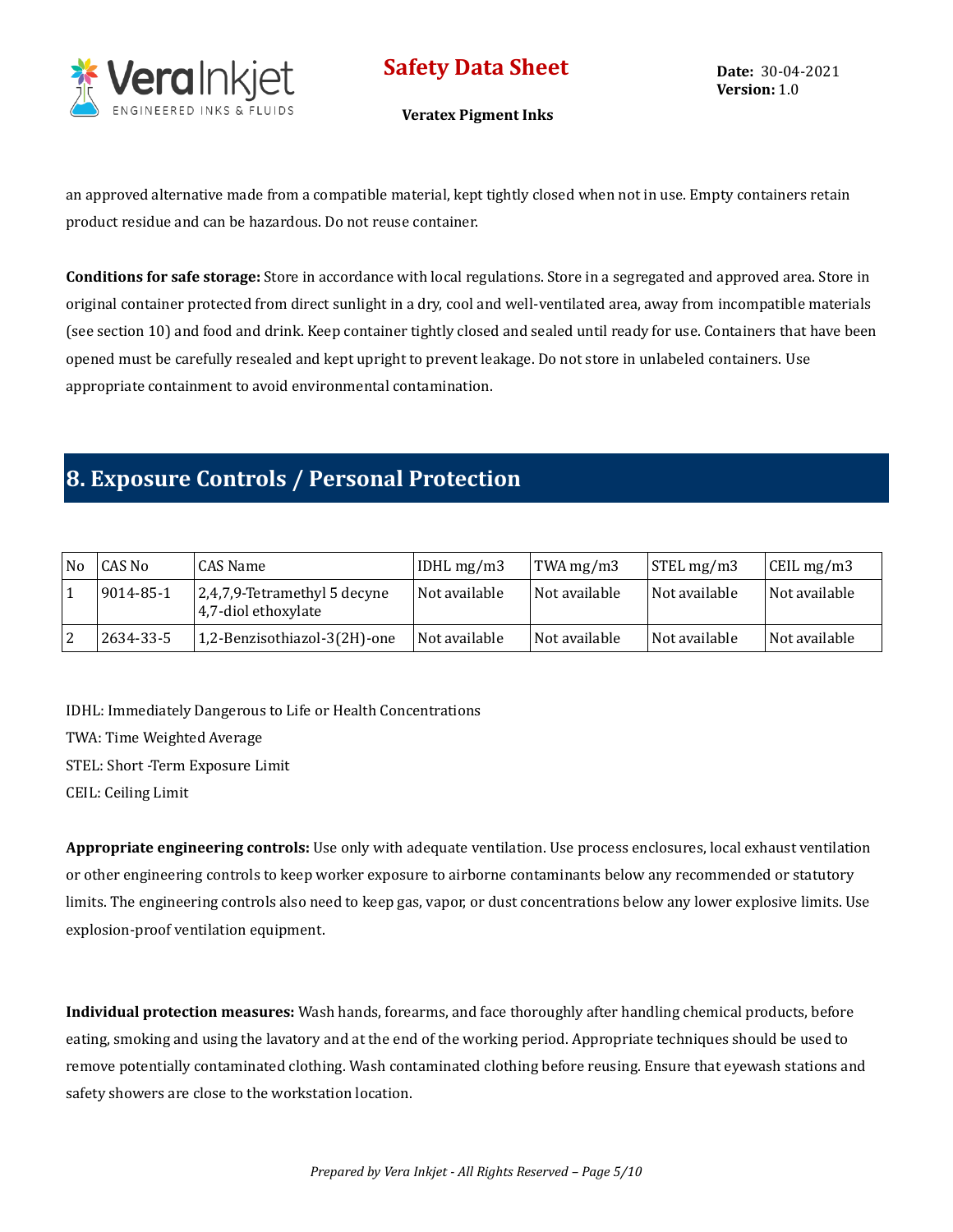an approved alternative made from a compatible material, kept tightly closed when not in use. Empty containers retain product residue and can be hazardous. Do not reuse container.

**Conditions for safe storage:** Store in accordance with local regulations. Store in a segregated and approved area. Store in original container protected from direct sunlight in a dry, cool and well-ventilated area, away from incompatible materials (see section 10) and food and drink. Keep container tightly closed and sealed until ready for use. Containers that have been opened must be carefully resealed and kept upright to prevent leakage. Do not store in unlabeled containers. Use appropriate containment to avoid environmental contamination.

## 8. Exposure Controls / Personal Protection

| No | CAS No | CAS Name | IDHL mg/m3 | TWA mg/m3 | STEL mg/m3 | CEIL mg/m3 |
|---|---|---|---|---|---|---|
| 1 | 9014-85-1 | 2,4,7,9-Tetramethyl 5 decyne 4,7-diol ethoxylate | Not available | Not available | Not available | Not available |
| 2 | 2634-33-5 | 1,2-Benzisothiazol-3(2H)-one | Not available | Not available | Not available | Not available |

IDHL: Immediately Dangerous to Life or Health Concentrations

TWA: Time Weighted Average

STEL: Short -Term Exposure Limit

CEIL: Ceiling Limit

**Appropriate engineering controls:** Use only with adequate ventilation. Use process enclosures, local exhaust ventilation or other engineering controls to keep worker exposure to airborne contaminants below any recommended or statutory limits. The engineering controls also need to keep gas, vapor, or dust concentrations below any lower explosive limits. Use explosion-proof ventilation equipment.

**Individual protection measures:** Wash hands, forearms, and face thoroughly after handling chemical products, before eating, smoking and using the lavatory and at the end of the working period. Appropriate techniques should be used to remove potentially contaminated clothing. Wash contaminated clothing before reusing. Ensure that eyewash stations and safety showers are close to the workstation location.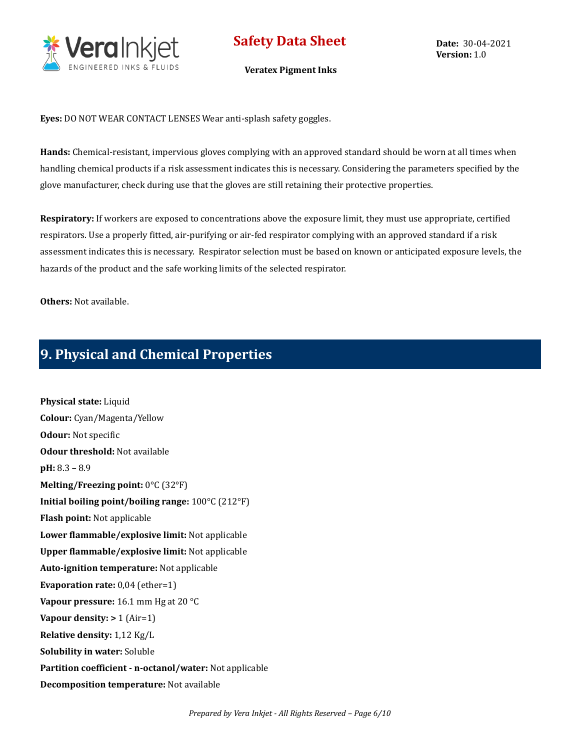**Eyes:** DO NOT WEAR CONTACT LENSES Wear anti-splash safety goggles.

**Hands:** Chemical-resistant, impervious gloves complying with an approved standard should be worn at all times when handling chemical products if a risk assessment indicates this is necessary. Considering the parameters specified by the glove manufacturer, check during use that the gloves are still retaining their protective properties.

**Respiratory:** If workers are exposed to concentrations above the exposure limit, they must use appropriate, certified respirators. Use a properly fitted, air-purifying or air-fed respirator complying with an approved standard if a risk assessment indicates this is necessary. Respirator selection must be based on known or anticipated exposure levels, the hazards of the product and the safe working limits of the selected respirator.

**Others:** Not available.

## 9. Physical and Chemical Properties

**Physical state:** Liquid
**Colour:** Cyan/Magenta/Yellow
**Odour:** Not specific
**Odour threshold:** Not available
**pH:** 8.3 – 8.9
**Melting/Freezing point:** 0°C (32°F)
**Initial boiling point/boiling range:** 100°C (212°F)
**Flash point:** Not applicable
**Lower flammable/explosive limit:** Not applicable
**Upper flammable/explosive limit:** Not applicable
**Auto-ignition temperature:** Not applicable
**Evaporation rate:** 0,04 (ether=1)
**Vapour pressure:** 16.1 mm Hg at 20 °C
**Vapour density: >** 1 (Air=1)
**Relative density:** 1,12 Kg/L
**Solubility in water:** Soluble
**Partition coefficient - n-octanol/water:** Not applicable
**Decomposition temperature:** Not available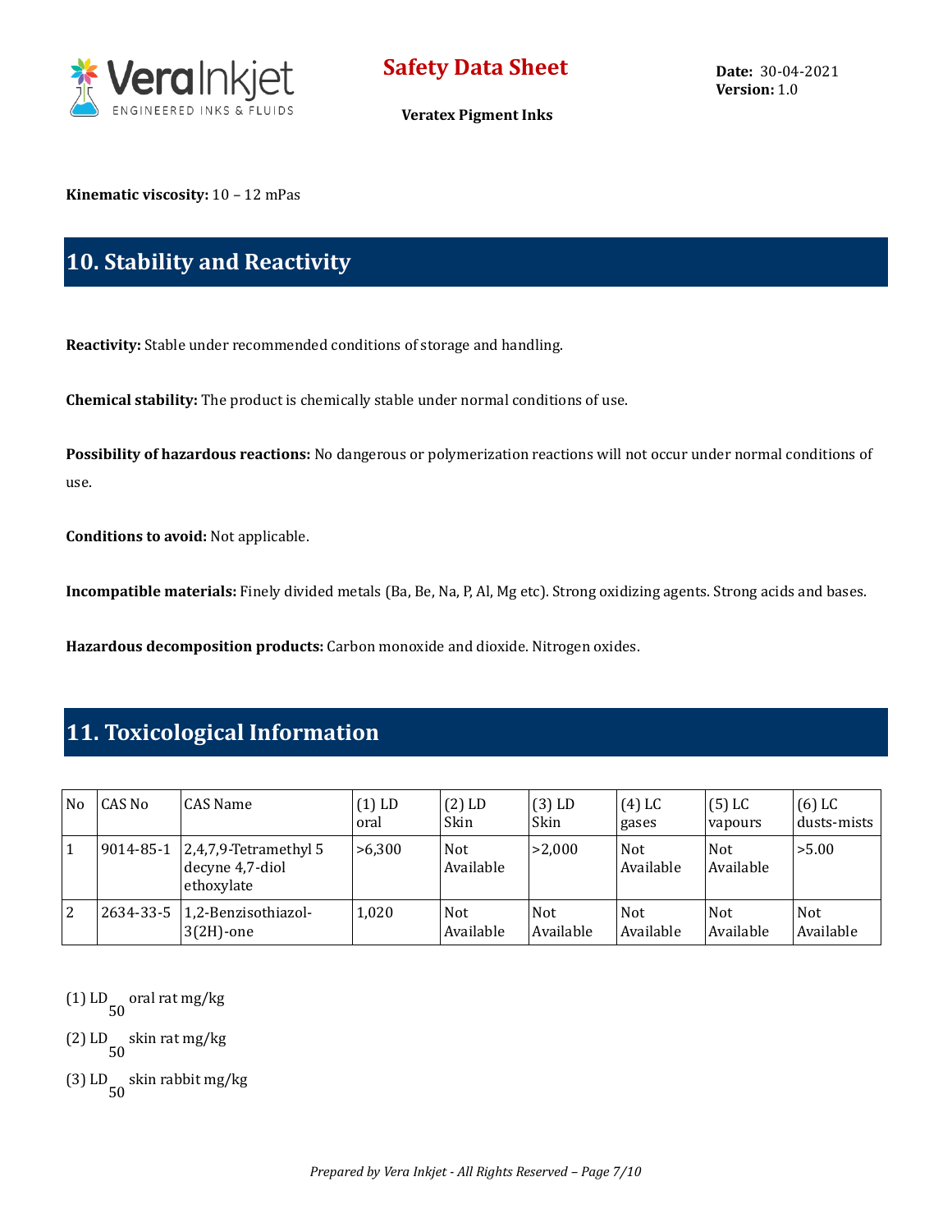**Kinematic viscosity:** 10 – 12 mPas

## 10. Stability and Reactivity

**Reactivity:** Stable under recommended conditions of storage and handling.

**Chemical stability:** The product is chemically stable under normal conditions of use.

**Possibility of hazardous reactions:** No dangerous or polymerization reactions will not occur under normal conditions of use.

**Conditions to avoid:** Not applicable.

**Incompatible materials:** Finely divided metals (Ba, Be, Na, P, Al, Mg etc). Strong oxidizing agents. Strong acids and bases.

**Hazardous decomposition products:** Carbon monoxide and dioxide. Nitrogen oxides.

## 11. Toxicological Information

| No | CAS No | CAS Name | (1) LD oral | (2) LD Skin | (3) LD Skin | (4) LC gases | (5) LC vapours | (6) LC dusts-mists |
|---|---|---|---|---|---|---|---|---|
| 1 | 9014-85-1 | 2,4,7,9-Tetramethyl 5 decyne 4,7-diol ethoxylate | >6,300 | Not Available | >2,000 | Not Available | Not Available | >5.00 |
| 2 | 2634-33-5 | 1,2-Benzisothiazol-3(2H)-one | 1,020 | Not Available | Not Available | Not Available | Not Available | Not Available |

(1) $LD_{50}$ oral rat mg/kg

(2) $LD_{50}$ skin rat mg/kg

(3) $LD_{50}$ skin rabbit mg/kg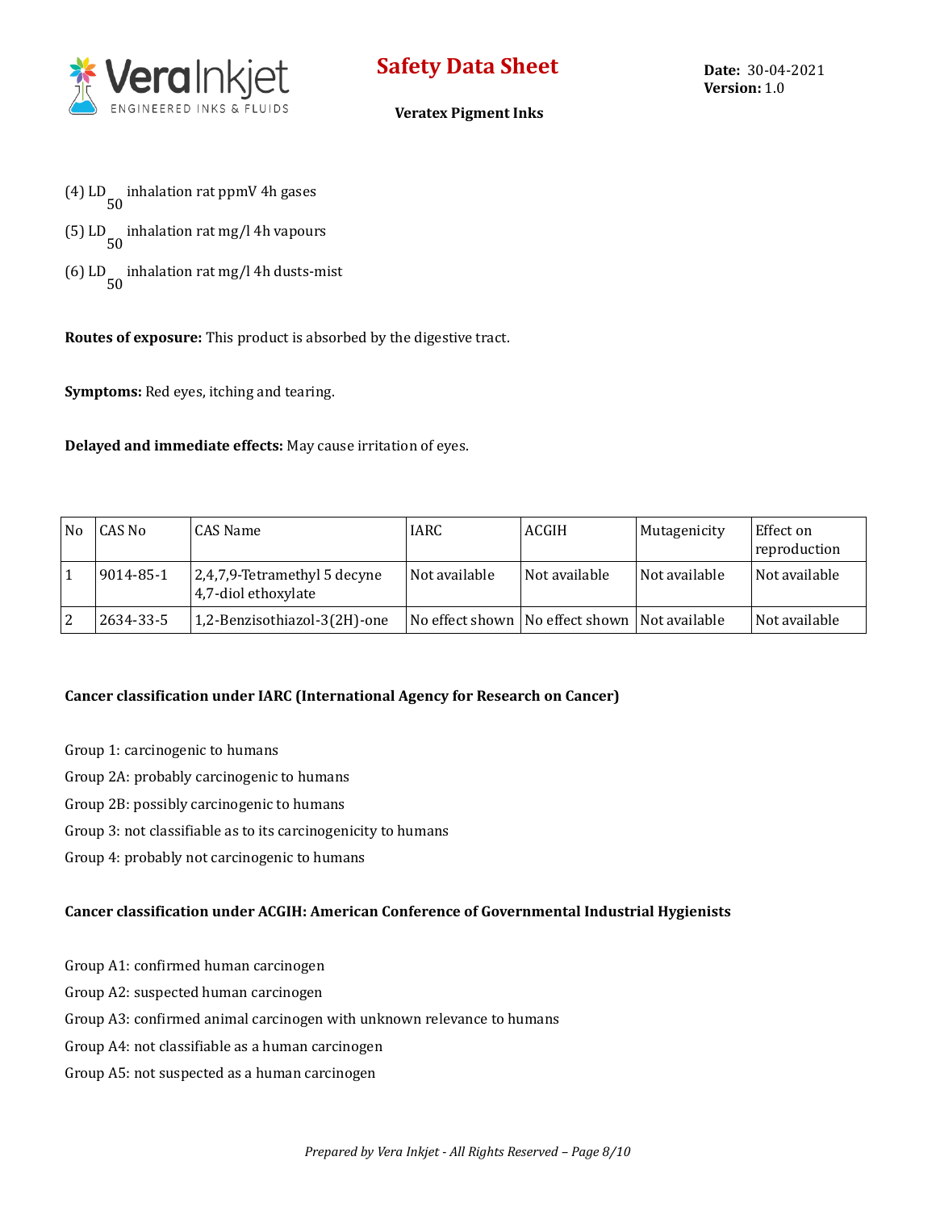(4) $LD_{50}$ inhalation rat ppmV 4h gases

(5) $LD_{50}$ inhalation rat mg/l 4h vapours

(6) $LD_{50}$ inhalation rat mg/l 4h dusts-mist

**Routes of exposure:** This product is absorbed by the digestive tract.

**Symptoms:** Red eyes, itching and tearing.

**Delayed and immediate effects:** May cause irritation of eyes.

| No | CAS No | CAS Name | IARC | ACGIH | Mutagenicity | Effect on reproduction |
|---|---|---|---|---|---|---|
| 1 | 9014-85-1 | 2,4,7,9-Tetramethyl 5 decyne 4,7-diol ethoxylate | Not available | Not available | Not available | Not available |
| 2 | 2634-33-5 | 1,2-Benzisothiazol-3(2H)-one | No effect shown | No effect shown | Not available | Not available |

**Cancer classification under IARC (International Agency for Research on Cancer)**

Group 1: carcinogenic to humans

Group 2A: probably carcinogenic to humans

Group 2B: possibly carcinogenic to humans

Group 3: not classifiable as to its carcinogenicity to humans

Group 4: probably not carcinogenic to humans

**Cancer classification under ACGIH: American Conference of Governmental Industrial Hygienists**

Group A1: confirmed human carcinogen

Group A2: suspected human carcinogen

Group A3: confirmed animal carcinogen with unknown relevance to humans

Group A4: not classifiable as a human carcinogen

Group A5: not suspected as a human carcinogen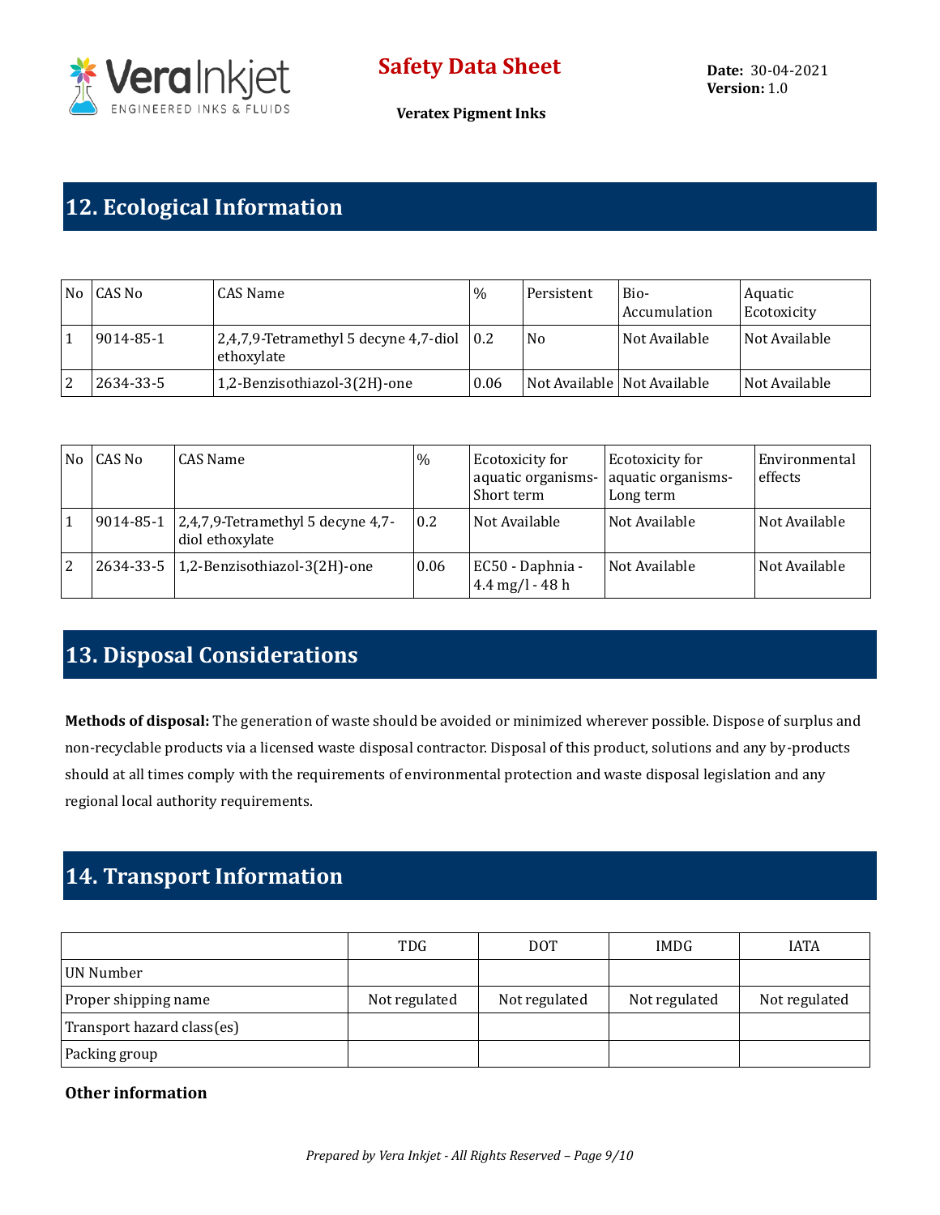## 12. Ecological Information

| No | CAS No | CAS Name | % | Persistent | Bio-Accumulation | Aquatic Ecotoxicity |
|---|---|---|---|---|---|---|
| 1 | 9014-85-1 | 2,4,7,9-Tetramethyl 5 decyne 4,7-diol ethoxylate | 0.2 | No | Not Available | Not Available |
| 2 | 2634-33-5 | 1,2-Benzisothiazol-3(2H)-one | 0.06 | Not Available | Not Available | Not Available |

| No | CAS No | CAS Name | % | Ecotoxicity for aquatic organisms-Short term | Ecotoxicity for aquatic organisms-Long term | Environmental effects |
|---|---|---|---|---|---|---|
| 1 | 9014-85-1 | 2,4,7,9-Tetramethyl 5 decyne 4,7-diol ethoxylate | 0.2 | Not Available | Not Available | Not Available |
| 2 | 2634-33-5 | 1,2-Benzisothiazol-3(2H)-one | 0.06 | EC50 - Daphnia - 4.4 mg/l - 48 h | Not Available | Not Available |

## 13. Disposal Considerations

**Methods of disposal:** The generation of waste should be avoided or minimized wherever possible. Dispose of surplus and non-recyclable products via a licensed waste disposal contractor. Disposal of this product, solutions and any by-products should at all times comply with the requirements of environmental protection and waste disposal legislation and any regional local authority requirements.

## 14. Transport Information

| | TDG | DOT | IMDG | IATA |
|---|---|---|---|---|
| UN Number | | | | |
| Proper shipping name | Not regulated | Not regulated | Not regulated | Not regulated |
| Transport hazard class(es) | | | | |
| Packing group | | | | |

**Other information**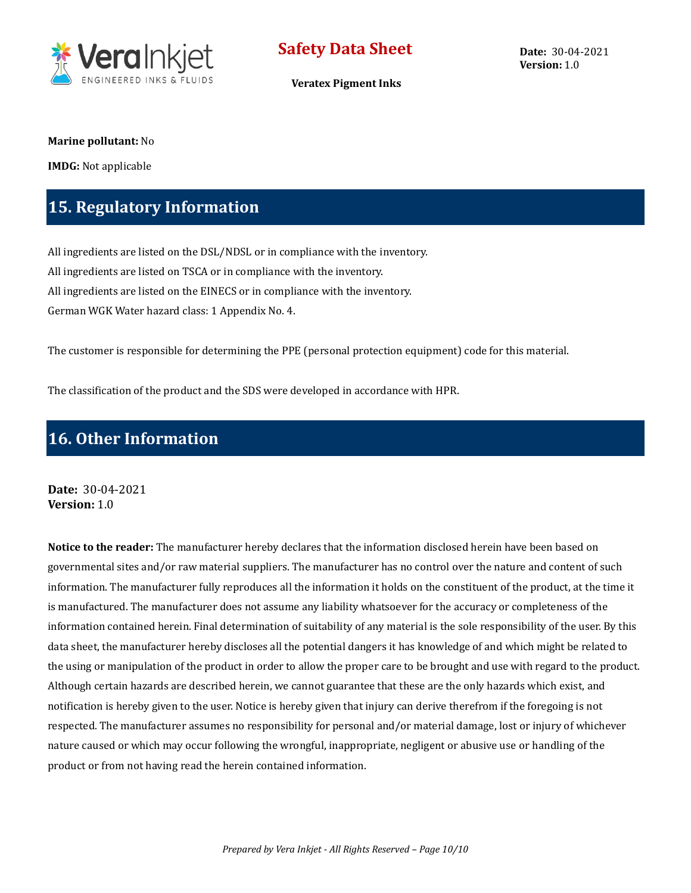**Marine pollutant:** No

**IMDG:** Not applicable

## 15. Regulatory Information

All ingredients are listed on the DSL/NDSL or in compliance with the inventory.

All ingredients are listed on TSCA or in compliance with the inventory.

All ingredients are listed on the EINECS or in compliance with the inventory.

German WGK Water hazard class: 1 Appendix No. 4.

The customer is responsible for determining the PPE (personal protection equipment) code for this material.

The classification of the product and the SDS were developed in accordance with HPR.

## 16. Other Information

**Date:** 30-04-2021
**Version:** 1.0

**Notice to the reader:** The manufacturer hereby declares that the information disclosed herein have been based on governmental sites and/or raw material suppliers. The manufacturer has no control over the nature and content of such information. The manufacturer fully reproduces all the information it holds on the constituent of the product, at the time it is manufactured. The manufacturer does not assume any liability whatsoever for the accuracy or completeness of the information contained herein. Final determination of suitability of any material is the sole responsibility of the user. By this data sheet, the manufacturer hereby discloses all the potential dangers it has knowledge of and which might be related to the using or manipulation of the product in order to allow the proper care to be brought and use with regard to the product. Although certain hazards are described herein, we cannot guarantee that these are the only hazards which exist, and notification is hereby given to the user. Notice is hereby given that injury can derive therefrom if the foregoing is not respected. The manufacturer assumes no responsibility for personal and/or material damage, lost or injury of whichever nature caused or which may occur following the wrongful, inappropriate, negligent or abusive use or handling of the product or from not having read the herein contained information.